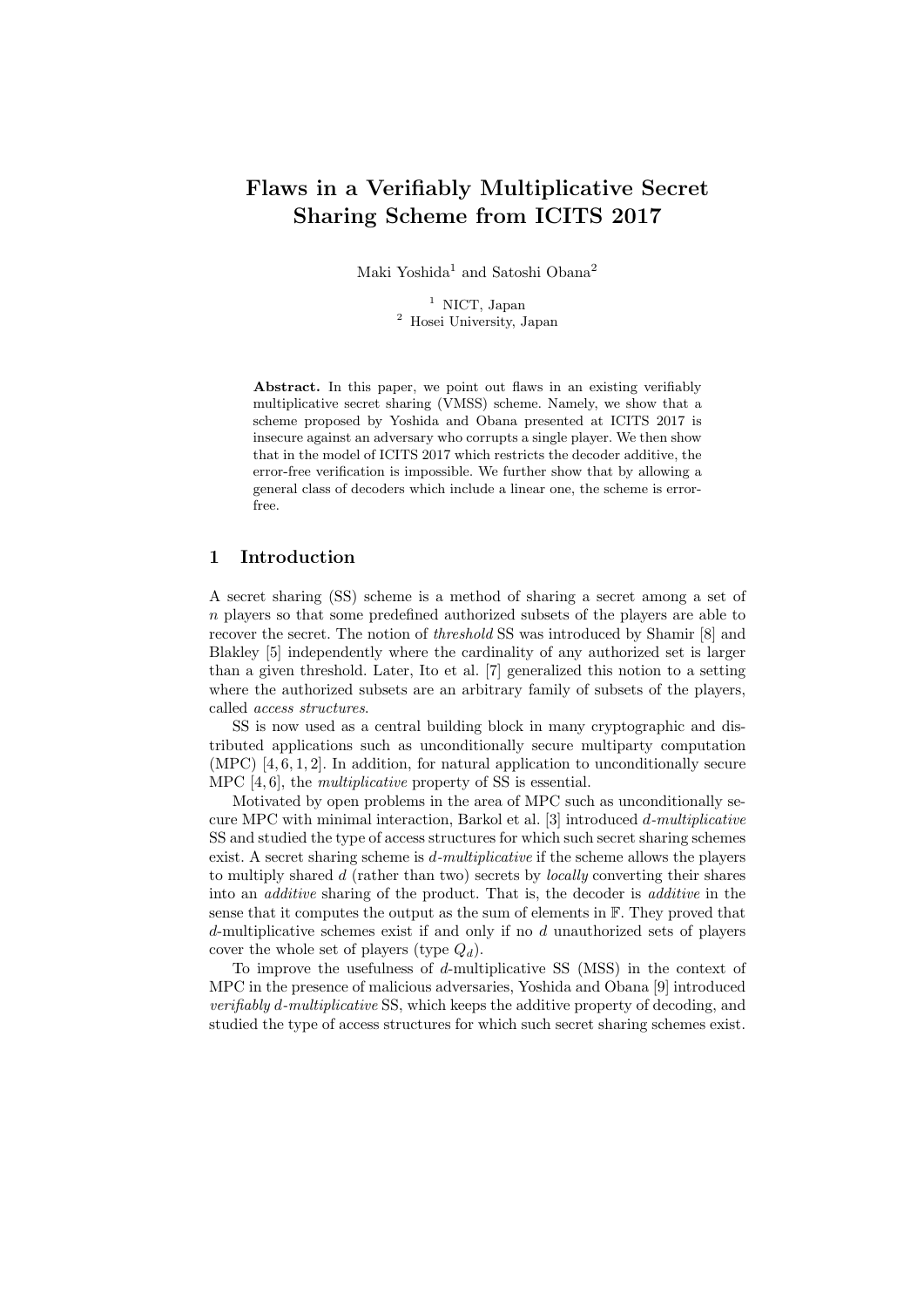# Flaws in a Verifiably Multiplicative Secret Sharing Scheme from ICITS 2017

Maki Yoshida[1] and Satoshi Obana[2]

[1] NICT, Japan
[2] Hosei University, Japan

**Abstract.** In this paper, we point out flaws in an existing verifiably multiplicative secret sharing (VMSS) scheme. Namely, we show that a scheme proposed by Yoshida and Obana presented at ICITS 2017 is insecure against an adversary who corrupts a single player. We then show that in the model of ICITS 2017 which restricts the decoder additive, the error-free verification is impossible. We further show that by allowing a general class of decoders which include a linear one, the scheme is error-free.

## 1 Introduction

A secret sharing (SS) scheme is a method of sharing a secret among a set of $n$ players so that some predefined authorized subsets of the players are able to recover the secret. The notion of *threshold* SS was introduced by Shamir [8] and Blakley [5] independently where the cardinality of any authorized set is larger than a given threshold. Later, Ito et al. [7] generalized this notion to a setting where the authorized subsets are an arbitrary family of subsets of the players, called *access structures*.

SS is now used as a central building block in many cryptographic and distributed applications such as unconditionally secure multiparty computation (MPC) [4, 6, 1, 2]. In addition, for natural application to unconditionally secure MPC [4, 6], the *multiplicative* property of SS is essential.

Motivated by open problems in the area of MPC such as unconditionally secure MPC with minimal interaction, Barkol et al. [3] introduced $d$-*multiplicative* SS and studied the type of access structures for which such secret sharing schemes exist. A secret sharing scheme is $d$-*multiplicative* if the scheme allows the players to multiply shared $d$ (rather than two) secrets by *locally* converting their shares into an *additive* sharing of the product. That is, the decoder is *additive* in the sense that it computes the output as the sum of elements in $\mathbb{F}$. They proved that $d$-multiplicative schemes exist if and only if no $d$ unauthorized sets of players cover the whole set of players (type $Q_d$).

To improve the usefulness of $d$-multiplicative SS (MSS) in the context of MPC in the presence of malicious adversaries, Yoshida and Obana [9] introduced *verifiably* $d$-*multiplicative* SS, which keeps the additive property of decoding, and studied the type of access structures for which such secret sharing schemes exist.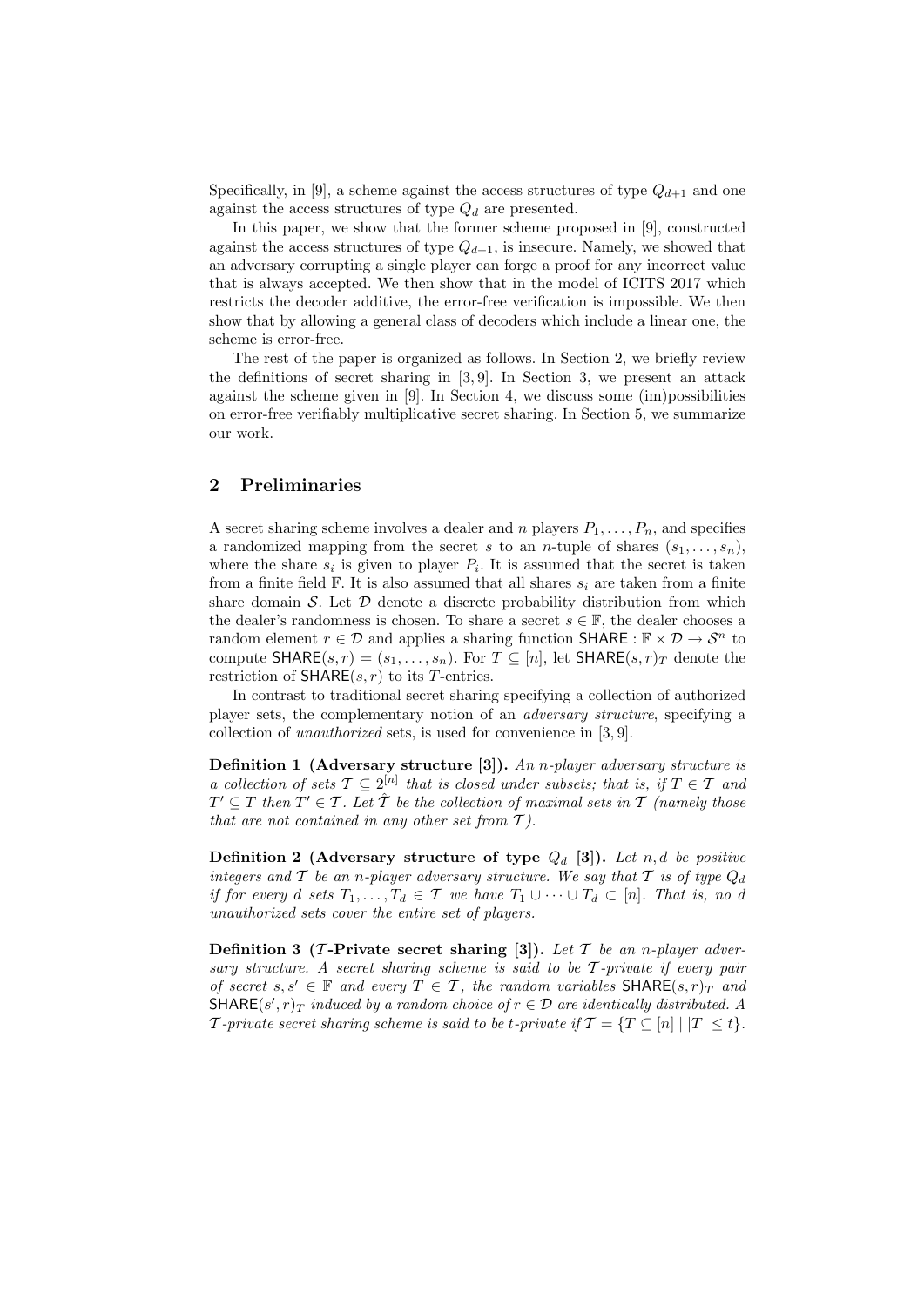Specifically, in [9], a scheme against the access structures of type $Q_{d+1}$ and one against the access structures of type $Q_d$ are presented.

In this paper, we show that the former scheme proposed in [9], constructed against the access structures of type $Q_{d+1}$, is insecure. Namely, we showed that an adversary corrupting a single player can forge a proof for any incorrect value that is always accepted. We then show that in the model of ICITS 2017 which restricts the decoder additive, the error-free verification is impossible. We then show that by allowing a general class of decoders which include a linear one, the scheme is error-free.

The rest of the paper is organized as follows. In Section 2, we briefly review the definitions of secret sharing in [3, 9]. In Section 3, we present an attack against the scheme given in [9]. In Section 4, we discuss some (im)possibilities on error-free verifiably multiplicative secret sharing. In Section 5, we summarize our work.

## 2 Preliminaries

A secret sharing scheme involves a dealer and $n$ players $P_1, \dots, P_n$, and specifies a randomized mapping from the secret $s$ to an $n$-tuple of shares $(s_1, \dots, s_n)$, where the share $s_i$ is given to player $P_i$. It is assumed that the secret is taken from a finite field $\mathbb{F}$. It is also assumed that all shares $s_i$ are taken from a finite share domain $\mathcal{S}$. Let $\mathcal{D}$ denote a discrete probability distribution from which the dealer's randomness is chosen. To share a secret $s \in \mathbb{F}$, the dealer chooses a random element $r \in \mathcal{D}$ and applies a sharing function $\mathsf{SHARE} : \mathbb{F} \times \mathcal{D} \to \mathcal{S}^n$ to compute $\mathsf{SHARE}(s, r) = (s_1, \dots, s_n)$. For $T \subseteq [n]$, let $\mathsf{SHARE}(s, r)_T$ denote the restriction of $\mathsf{SHARE}(s, r)$ to its $T$-entries.

In contrast to traditional secret sharing specifying a collection of authorized player sets, the complementary notion of an *adversary structure*, specifying a collection of *unauthorized* sets, is used for convenience in [3, 9].

**Definition 1 (Adversary structure [3]).** *An $n$-player adversary structure is a collection of sets $\mathcal{T} \subseteq 2^{[n]}$ that is closed under subsets; that is, if $T \in \mathcal{T}$ and $T' \subseteq T$ then $T' \in \mathcal{T}$. Let $\hat{\mathcal{T}}$ be the collection of maximal sets in $\mathcal{T}$ (namely those that are not contained in any other set from $\mathcal{T}$).*

**Definition 2 (Adversary structure of type $Q_d$ [3]).** *Let $n, d$ be positive integers and $\mathcal{T}$ be an $n$-player adversary structure. We say that $\mathcal{T}$ is of type $Q_d$ if for every $d$ sets $T_1, \dots, T_d \in \mathcal{T}$ we have $T_1 \cup \dots \cup T_d \subset [n]$. That is, no $d$ unauthorized sets cover the entire set of players.*

**Definition 3 ($\mathcal{T}$-Private secret sharing [3]).** *Let $\mathcal{T}$ be an $n$-player adversary structure. A secret sharing scheme is said to be $\mathcal{T}$-private if every pair of secret $s, s' \in \mathbb{F}$ and every $T \in \mathcal{T}$, the random variables $\mathsf{SHARE}(s, r)_T$ and $\mathsf{SHARE}(s', r)_T$ induced by a random choice of $r \in \mathcal{D}$ are identically distributed. A $\mathcal{T}$-private secret sharing scheme is said to be $t$-private if $\mathcal{T} = \{T \subseteq [n] \mid |T| \leq t\}$.*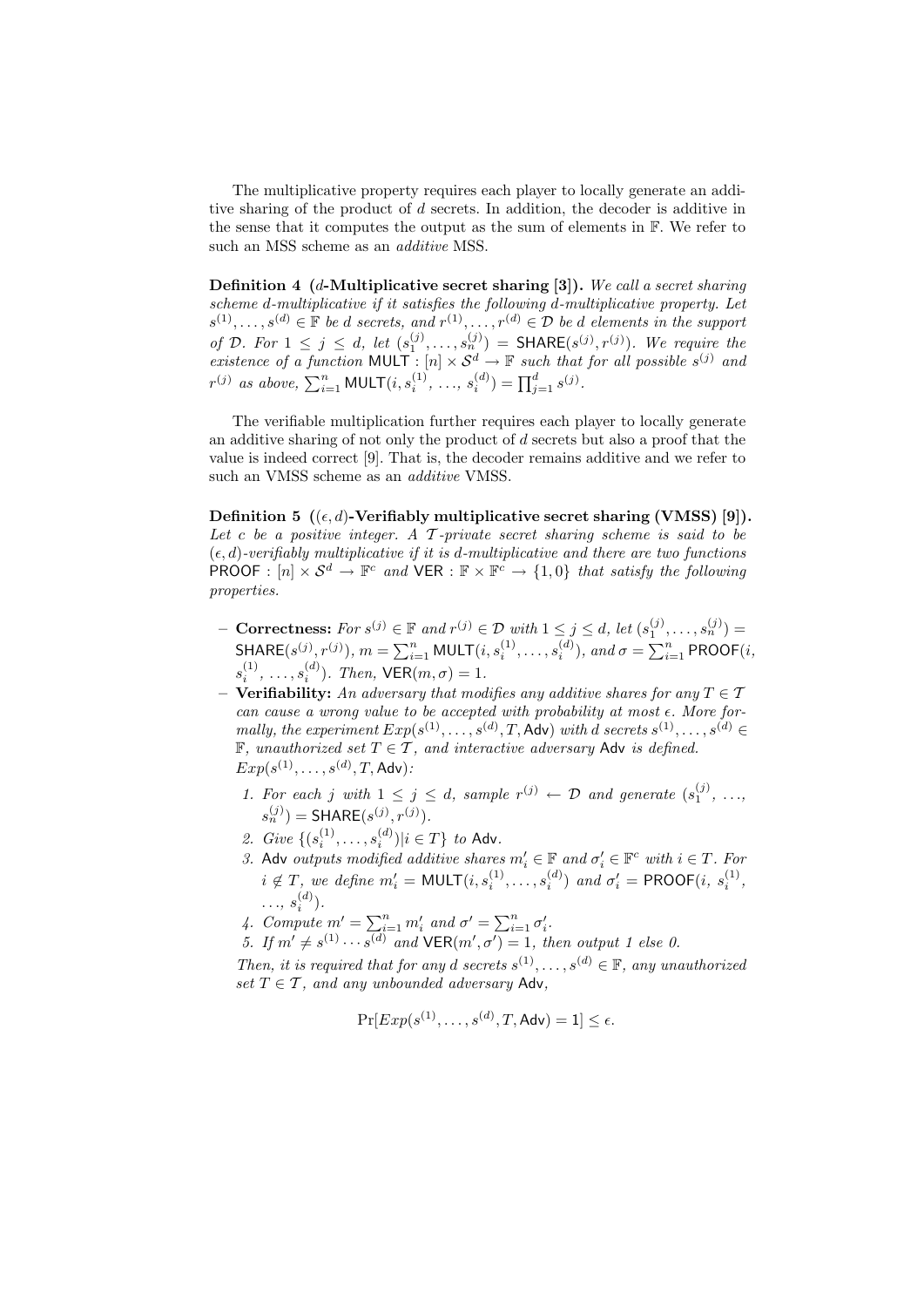The multiplicative property requires each player to locally generate an additive sharing of the product of $d$ secrets. In addition, the decoder is additive in the sense that it computes the output as the sum of elements in $\mathbb{F}$. We refer to such an MSS scheme as an *additive* MSS.

**Definition 4 ($d$-Multiplicative secret sharing [3]).** *We call a secret sharing scheme $d$-multiplicative if it satisfies the following $d$-multiplicative property. Let $s^{(1)}, \ldots, s^{(d)} \in \mathbb{F}$ be $d$ secrets, and $r^{(1)}, \ldots, r^{(d)} \in \mathcal{D}$ be $d$ elements in the support of $\mathcal{D}$. For $1 \leq j \leq d$, let $(s_1^{(j)}, \ldots, s_n^{(j)}) = \mathsf{SHARE}(s^{(j)}, r^{(j)})$. We require the existence of a function $\mathsf{MULT} : [n] \times \mathcal{S}^d \to \mathbb{F}$ such that for all possible $s^{(j)}$ and $r^{(j)}$ as above, $\sum_{i=1}^{n} \mathsf{MULT}(i, s_i^{(1)}, \ldots, s_i^{(d)}) = \prod_{j=1}^{d} s^{(j)}$.*

The verifiable multiplication further requires each player to locally generate an additive sharing of not only the product of $d$ secrets but also a proof that the value is indeed correct [9]. That is, the decoder remains additive and we refer to such an VMSS scheme as an *additive* VMSS.

**Definition 5 ($(\epsilon, d)$-Verifiably multiplicative secret sharing (VMSS) [9]).** *Let $c$ be a positive integer. A $\mathcal{T}$-private secret sharing scheme is said to be $(\epsilon, d)$-verifiably multiplicative if it is $d$-multiplicative and there are two functions $\mathsf{PROOF} : [n] \times \mathcal{S}^d \to \mathbb{F}^c$ and $\mathsf{VER} : \mathbb{F} \times \mathbb{F}^c \to \{1, 0\}$ that satisfy the following properties.*

- **Correctness:** *For $s^{(j)} \in \mathbb{F}$ and $r^{(j)} \in \mathcal{D}$ with $1 \leq j \leq d$, let $(s_1^{(j)}, \ldots, s_n^{(j)}) = \mathsf{SHARE}(s^{(j)}, r^{(j)})$, $m = \sum_{i=1}^{n} \mathsf{MULT}(i, s_i^{(1)}, \ldots, s_i^{(d)})$, and $\sigma = \sum_{i=1}^{n} \mathsf{PROOF}(i, s_i^{(1)}, \ldots, s_i^{(d)})$. Then, $\mathsf{VER}(m, \sigma) = 1$.*
- **Verifiability:** *An adversary that modifies any additive shares for any $T \in \mathcal{T}$ can cause a wrong value to be accepted with probability at most $\epsilon$. More formally, the experiment $Exp(s^{(1)}, \ldots, s^{(d)}, T, \mathsf{Adv})$ with $d$ secrets $s^{(1)}, \ldots, s^{(d)} \in \mathbb{F}$, unauthorized set $T \in \mathcal{T}$, and interactive adversary $\mathsf{Adv}$ is defined.*
  *$Exp(s^{(1)}, \ldots, s^{(d)}, T, \mathsf{Adv})$:*
  1. *For each $j$ with $1 \leq j \leq d$, sample $r^{(j)} \leftarrow \mathcal{D}$ and generate $(s_1^{(j)}, \ldots, s_n^{(j)}) = \mathsf{SHARE}(s^{(j)}, r^{(j)})$.*
  2. *Give $\{(s_i^{(1)}, \ldots, s_i^{(d)}) | i \in T\}$ to $\mathsf{Adv}$.*
  3. *$\mathsf{Adv}$ outputs modified additive shares $m_i' \in \mathbb{F}$ and $\sigma_i' \in \mathbb{F}^c$ with $i \in T$. For $i \notin T$, we define $m_i' = \mathsf{MULT}(i, s_i^{(1)}, \ldots, s_i^{(d)})$ and $\sigma_i' = \mathsf{PROOF}(i, s_i^{(1)}, \ldots, s_i^{(d)})$.*
  4. *Compute $m' = \sum_{i=1}^{n} m_i'$ and $\sigma' = \sum_{i=1}^{n} \sigma_i'$.*
  5. *If $m' \neq s^{(1)} \cdots s^{(d)}$ and $\mathsf{VER}(m', \sigma') = 1$, then output 1 else 0.*

  *Then, it is required that for any $d$ secrets $s^{(1)}, \ldots, s^{(d)} \in \mathbb{F}$, any unauthorized set $T \in \mathcal{T}$, and any unbounded adversary $\mathsf{Adv}$,*

$$\Pr[Exp(s^{(1)}, \ldots, s^{(d)}, T, \mathsf{Adv}) = 1] \leq \epsilon.$$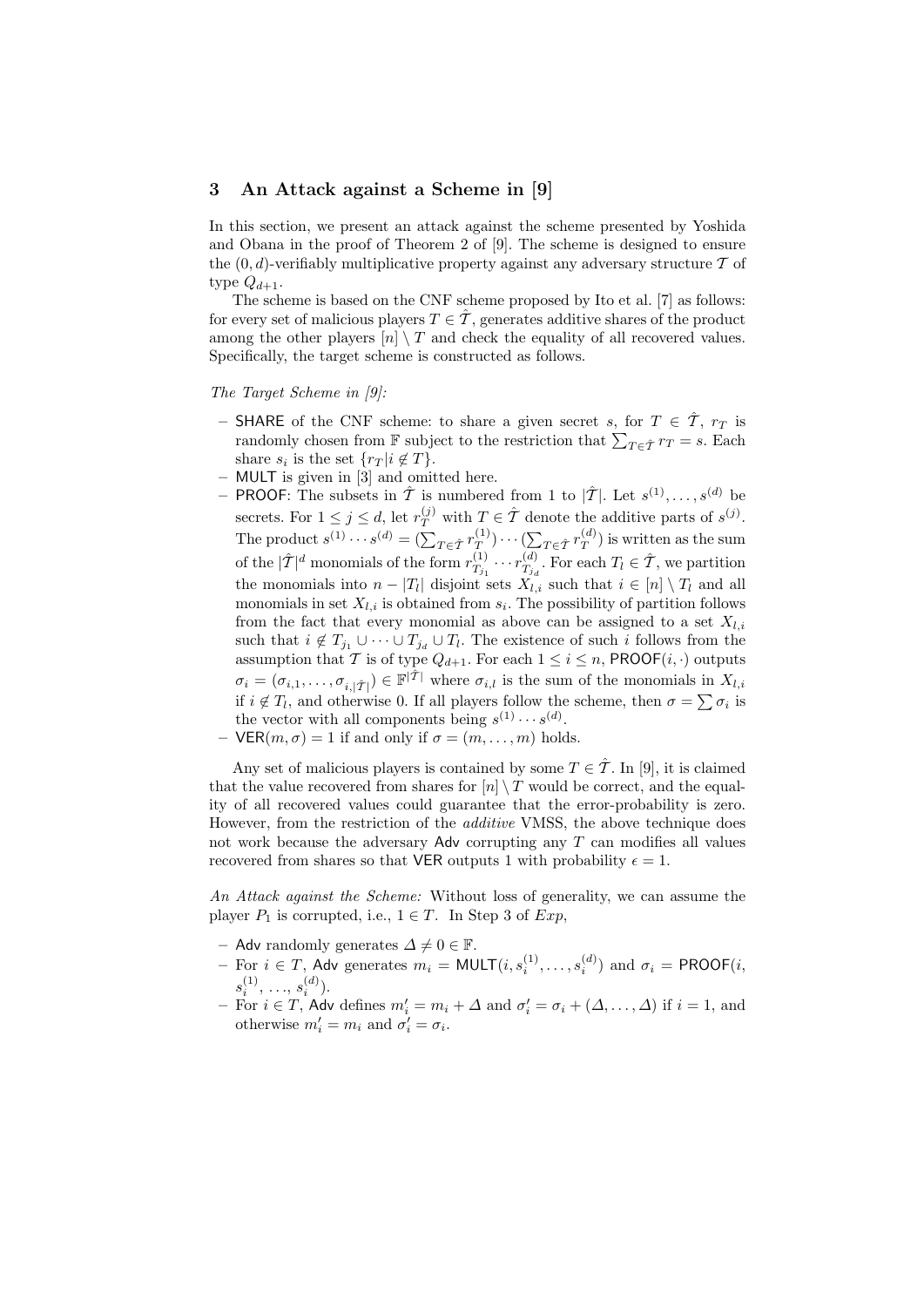## 3 An Attack against a Scheme in [9]

In this section, we present an attack against the scheme presented by Yoshida and Obana in the proof of Theorem 2 of [9]. The scheme is designed to ensure the $(0, d)$-verifiably multiplicative property against any adversary structure $\mathcal{T}$ of type $Q_{d+1}$.

The scheme is based on the CNF scheme proposed by Ito et al. [7] as follows: for every set of malicious players $T \in \hat{\mathcal{T}}$, generates additive shares of the product among the other players $[n] \setminus T$ and check the equality of all recovered values. Specifically, the target scheme is constructed as follows.

*The Target Scheme in [9]:*

- SHARE of the CNF scheme: to share a given secret $s$, for $T \in \hat{\mathcal{T}}$, $r_T$ is randomly chosen from $\mathbb{F}$ subject to the restriction that $\sum_{T \in \hat{\mathcal{T}}} r_T = s$. Each share $s_i$ is the set $\{r_T | i \notin T\}$.
- MULT is given in [3] and omitted here.
- PROOF: The subsets in $\hat{\mathcal{T}}$ is numbered from 1 to $|\hat{\mathcal{T}}|$. Let $s^{(1)}, \ldots, s^{(d)}$ be secrets. For $1 \leq j \leq d$, let $r_T^{(j)}$ with $T \in \hat{\mathcal{T}}$ denote the additive parts of $s^{(j)}$. The product $s^{(1)} \cdots s^{(d)} = (\sum_{T \in \hat{\mathcal{T}}} r_T^{(1)}) \cdots (\sum_{T \in \hat{\mathcal{T}}} r_T^{(d)})$ is written as the sum of the $|\hat{\mathcal{T}}|^d$ monomials of the form $r_{T_{j_1}}^{(1)} \cdots r_{T_{j_d}}^{(d)}$. For each $T_l \in \hat{\mathcal{T}}$, we partition the monomials into $n - |T_l|$ disjoint sets $X_{l,i}$ such that $i \in [n] \setminus T_l$ and all monomials in set $X_{l,i}$ is obtained from $s_i$. The possibility of partition follows from the fact that every monomial as above can be assigned to a set $X_{l,i}$ such that $i \notin T_{j_1} \cup \cdots \cup T_{j_d} \cup T_l$. The existence of such $i$ follows from the assumption that $\mathcal{T}$ is of type $Q_{d+1}$. For each $1 \leq i \leq n$, PROOF$(i, \cdot)$ outputs $\sigma_i = (\sigma_{i,1}, \ldots, \sigma_{i,|\hat{\mathcal{T}}|}) \in \mathbb{F}^{|\hat{\mathcal{T}}|}$ where $\sigma_{i,l}$ is the sum of the monomials in $X_{l,i}$ if $i \notin T_l$, and otherwise 0. If all players follow the scheme, then $\sigma = \sum \sigma_i$ is the vector with all components being $s^{(1)} \cdots s^{(d)}$.
- VER$(m, \sigma) = 1$ if and only if $\sigma = (m, \ldots, m)$ holds.

Any set of malicious players is contained by some $T \in \hat{\mathcal{T}}$. In [9], it is claimed that the value recovered from shares for $[n] \setminus T$ would be correct, and the equality of all recovered values could guarantee that the error-probability is zero. However, from the restriction of the *additive* VMSS, the above technique does not work because the adversary Adv corrupting any $T$ can modifies all values recovered from shares so that VER outputs 1 with probability $\epsilon = 1$.

*An Attack against the Scheme:* Without loss of generality, we can assume the player $P_1$ is corrupted, i.e., $1 \in T$. In Step 3 of *Exp*,

- Adv randomly generates $\Delta \neq 0 \in \mathbb{F}$.
- For $i \in T$, Adv generates $m_i = \text{MULT}(i, s_i^{(1)}, \ldots, s_i^{(d)})$ and $\sigma_i = \text{PROOF}(i, s_i^{(1)}, \ldots, s_i^{(d)})$.
- For $i \in T$, Adv defines $m'_i = m_i + \Delta$ and $\sigma'_i = \sigma_i + (\Delta, \ldots, \Delta)$ if $i = 1$, and otherwise $m'_i = m_i$ and $\sigma'_i = \sigma_i$.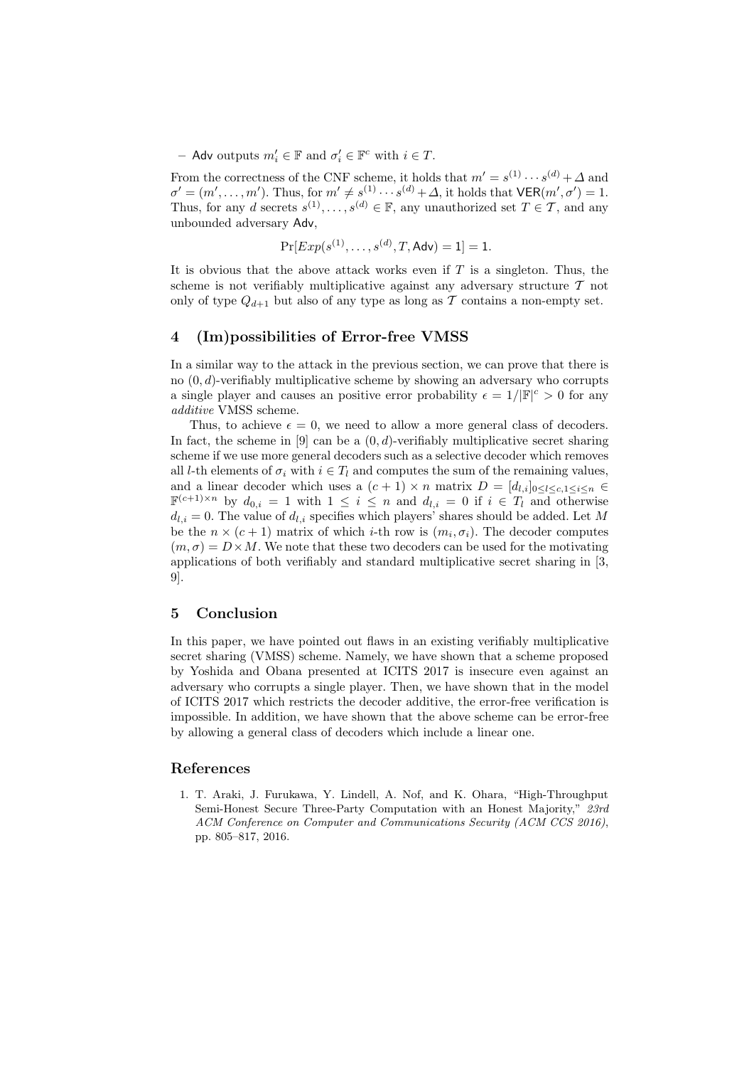– $\mathsf{Adv}$ outputs $m'_i \in \mathbb{F}$ and $\sigma'_i \in \mathbb{F}^c$ with $i \in T$.

From the correctness of the CNF scheme, it holds that $m' = s^{(1)} \cdots s^{(d)} + \Delta$ and $\sigma' = (m', \ldots, m')$. Thus, for $m' \neq s^{(1)} \cdots s^{(d)} + \Delta$, it holds that $\mathsf{VER}(m', \sigma') = 1$. Thus, for any $d$ secrets $s^{(1)}, \ldots, s^{(d)} \in \mathbb{F}$, any unauthorized set $T \in \mathcal{T}$, and any unbounded adversary $\mathsf{Adv}$,

$$\Pr[Exp(s^{(1)}, \ldots, s^{(d)}, T, \mathsf{Adv}) = 1] = 1.$$

It is obvious that the above attack works even if $T$ is a singleton. Thus, the scheme is not verifiably multiplicative against any adversary structure $\mathcal{T}$ not only of type $Q_{d+1}$ but also of any type as long as $\mathcal{T}$ contains a non-empty set.

## 4 (Im)possibilities of Error-free VMSS

In a similar way to the attack in the previous section, we can prove that there is no $(0, d)$-verifiably multiplicative scheme by showing an adversary who corrupts a single player and causes an positive error probability $\epsilon = 1/|\mathbb{F}|^c > 0$ for any *additive* VMSS scheme.

Thus, to achieve $\epsilon = 0$, we need to allow a more general class of decoders. In fact, the scheme in [9] can be a $(0, d)$-verifiably multiplicative secret sharing scheme if we use more general decoders such as a selective decoder which removes all $l$-th elements of $\sigma_i$ with $i \in T_l$ and computes the sum of the remaining values, and a linear decoder which uses a $(c+1) \times n$ matrix $D = [d_{l,i}]_{0 \leq l \leq c, 1 \leq i \leq n} \in \mathbb{F}^{(c+1) \times n}$ by $d_{0,i} = 1$ with $1 \leq i \leq n$ and $d_{l,i} = 0$ if $i \in T_l$ and otherwise $d_{l,i} = 0$. The value of $d_{l,i}$ specifies which players' shares should be added. Let $M$ be the $n \times (c+1)$ matrix of which $i$-th row is $(m_i, \sigma_i)$. The decoder computes $(m, \sigma) = D \times M$. We note that these two decoders can be used for the motivating applications of both verifiably and standard multiplicative secret sharing in [3, 9].

## 5 Conclusion

In this paper, we have pointed out flaws in an existing verifiably multiplicative secret sharing (VMSS) scheme. Namely, we have shown that a scheme proposed by Yoshida and Obana presented at ICITS 2017 is insecure even against an adversary who corrupts a single player. Then, we have shown that in the model of ICITS 2017 which restricts the decoder additive, the error-free verification is impossible. In addition, we have shown that the above scheme can be error-free by allowing a general class of decoders which include a linear one.

## References

1. T. Araki, J. Furukawa, Y. Lindell, A. Nof, and K. Ohara, "High-Throughput Semi-Honest Secure Three-Party Computation with an Honest Majority," *23rd ACM Conference on Computer and Communications Security (ACM CCS 2016)*, pp. 805–817, 2016.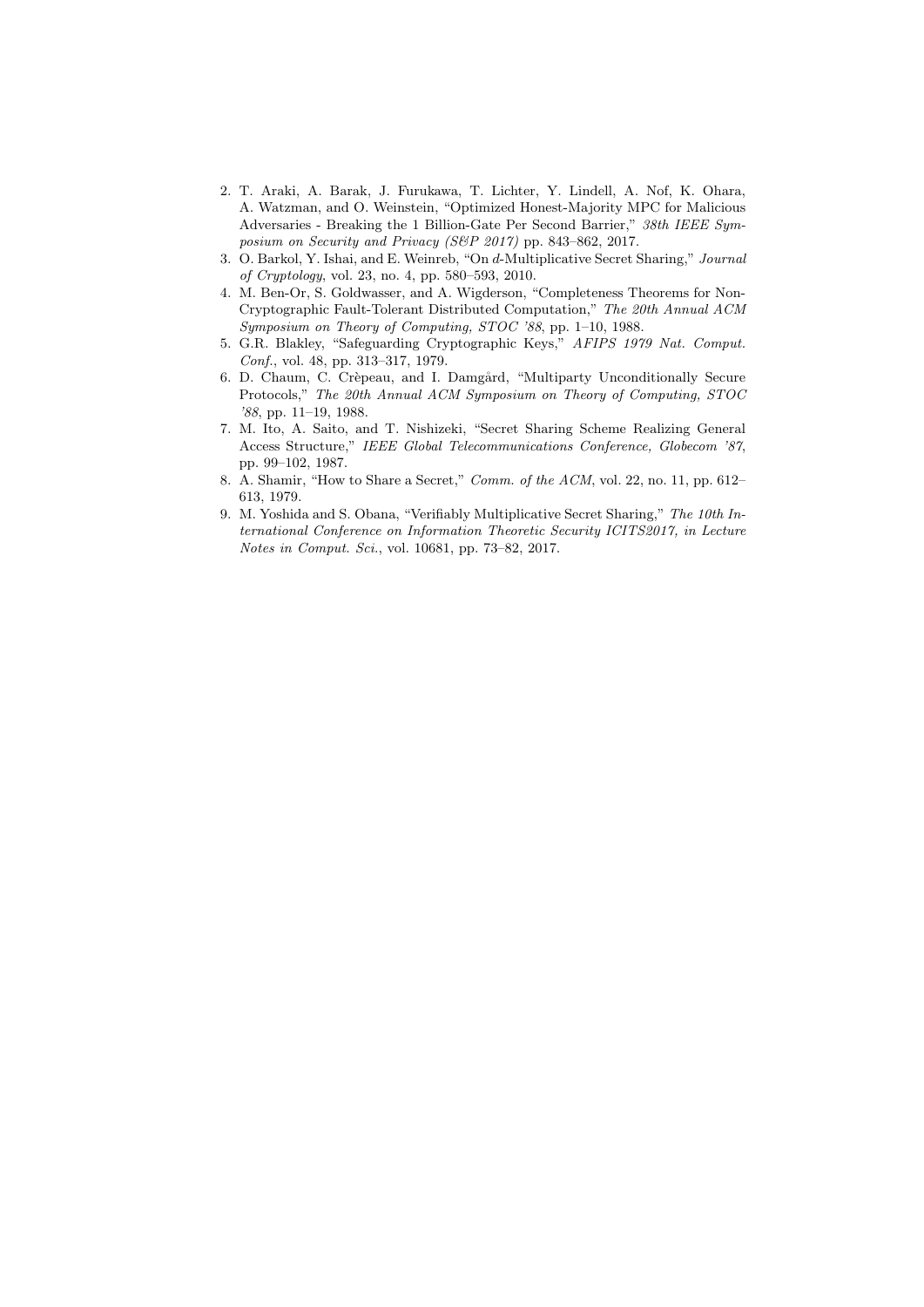2. T. Araki, A. Barak, J. Furukawa, T. Lichter, Y. Lindell, A. Nof, K. Ohara, A. Watzman, and O. Weinstein, "Optimized Honest-Majority MPC for Malicious Adversaries - Breaking the 1 Billion-Gate Per Second Barrier," *38th IEEE Symposium on Security and Privacy (S&P 2017)* pp. 843–862, 2017.
3. O. Barkol, Y. Ishai, and E. Weinreb, "On $d$-Multiplicative Secret Sharing," *Journal of Cryptology*, vol. 23, no. 4, pp. 580–593, 2010.
4. M. Ben-Or, S. Goldwasser, and A. Wigderson, "Completeness Theorems for Non-Cryptographic Fault-Tolerant Distributed Computation," *The 20th Annual ACM Symposium on Theory of Computing, STOC '88*, pp. 1–10, 1988.
5. G.R. Blakley, "Safeguarding Cryptographic Keys," *AFIPS 1979 Nat. Comput. Conf.*, vol. 48, pp. 313–317, 1979.
6. D. Chaum, C. Crèpeau, and I. Damgård, "Multiparty Unconditionally Secure Protocols," *The 20th Annual ACM Symposium on Theory of Computing, STOC '88*, pp. 11–19, 1988.
7. M. Ito, A. Saito, and T. Nishizeki, "Secret Sharing Scheme Realizing General Access Structure," *IEEE Global Telecommunications Conference, Globecom '87*, pp. 99–102, 1987.
8. A. Shamir, "How to Share a Secret," *Comm. of the ACM*, vol. 22, no. 11, pp. 612–613, 1979.
9. M. Yoshida and S. Obana, "Verifiably Multiplicative Secret Sharing," *The 10th International Conference on Information Theoretic Security ICITS2017, in Lecture Notes in Comput. Sci.*, vol. 10681, pp. 73–82, 2017.